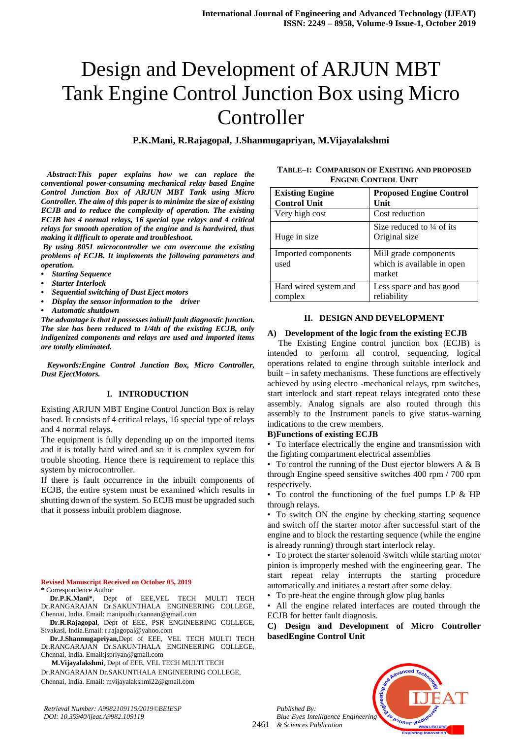# Design and Development of ARJUN MBT Tank Engine Control Junction Box using Micro Controller

**P.K.Mani, R.Rajagopal, J.Shanmugapriyan, M.Vijayalakshmi**

***Abstract:This paper explains how we can replace the conventional power-consuming mechanical relay based Engine Control Junction Box of ARJUN MBT Tank using Micro Controller. The aim of this paper is to minimize the size of existing ECJB and to reduce the complexity of operation. The existing ECJB has 4 normal relays, 16 special type relays and 4 critical relays for smooth operation of the engine and is hardwired, thus making it difficult to operate and troubleshoot.***

***By using 8051 microcontroller we can overcome the existing problems of ECJB. It implements the following parameters and operation.***

- ***Starting Sequence***
- ***Starter Interlock***
- ***Sequential switching of Dust Eject motors***
- ***Display the sensor information to the driver***
- ***Automatic shutdown***

***The advantage is that it possesses inbuilt fault diagnostic function. The size has been reduced to 1/4th of the existing ECJB, only indigenized components and relays are used and imported items are totally eliminated.***

***Keywords:Engine Control Junction Box, Micro Controller, Dust EjectMotors.***

## I. INTRODUCTION

Existing ARJUN MBT Engine Control Junction Box is relay based. It consists of 4 critical relays, 16 special type of relays and 4 normal relays.

The equipment is fully depending up on the imported items and it is totally hard wired and so it is complex system for trouble shooting. Hence there is requirement to replace this system by microcontroller.

If there is fault occurrence in the inbuilt components of ECJB, the entire system must be examined which results in shutting down of the system. So ECJB must be upgraded such that it possess inbuilt problem diagnose.

**Revised Manuscript Received on October 05, 2019**

**\*** Correspondence Author

**Dr.P.K.Mani\***, Dept of EEE,VEL TECH MULTI TECH Dr.RANGARAJAN Dr.SAKUNTHALA ENGINEERING COLLEGE, Chennai, India. Email: manipudhurkannan@gmail.com

**Dr.R.Rajagopal**, Dept of EEE, PSR ENGINEERING COLLEGE, Sivakasi, India.Email: r.rajagopal@yahoo.com

**Dr.J.Shanmugapriyan,**Dept of EEE, VEL TECH MULTI TECH Dr.RANGARAJAN Dr.SAKUNTHALA ENGINEERING COLLEGE, Chennai, India. Email:jspriyan@gmail.com

**M.Vijayalakshmi**, Dept of EEE, VEL TECH MULTI TECH Dr.RANGARAJAN Dr.SAKUNTHALA ENGINEERING COLLEGE, Chennai, India. Email: mvijayalakshmi22@gmail.com

**TABLE–I: COMPARISON OF EXISTING AND PROPOSED ENGINE CONTROL UNIT**

| Existing Engine Control Unit | Proposed Engine Control Unit |
|---|---|
| Very high cost | Cost reduction |
| Huge in size | Size reduced to ¼ of its Original size |
| Imported components used | Mill grade components which is available in open market |
| Hard wired system and complex | Less space and has good reliability |

## II. DESIGN AND DEVELOPMENT

### A) Development of the logic from the existing ECJB

The Existing Engine control junction box (ECJB) is intended to perform all control, sequencing, logical operations related to engine through suitable interlock and built – in safety mechanisms. These functions are effectively achieved by using electro -mechanical relays, rpm switches, start interlock and start repeat relays integrated onto these assembly. Analog signals are also routed through this assembly to the Instrument panels to give status-warning indications to the crew members.

### B)Functions of existing ECJB

- To interface electrically the engine and transmission with the fighting compartment electrical assemblies
- To control the running of the Dust ejector blowers A & B through Engine speed sensitive switches 400 rpm / 700 rpm respectively.
- To control the functioning of the fuel pumps LP & HP through relays.
- To switch ON the engine by checking starting sequence and switch off the starter motor after successful start of the engine and to block the restarting sequence (while the engine is already running) through start interlock relay.
- To protect the starter solenoid /switch while starting motor pinion is improperly meshed with the engineering gear. The start repeat relay interrupts the starting procedure automatically and initiates a restart after some delay.
- To pre-heat the engine through glow plug banks
- All the engine related interfaces are routed through the ECJB for better fault diagnosis.

### C) Design and Development of Micro Controller basedEngine Control Unit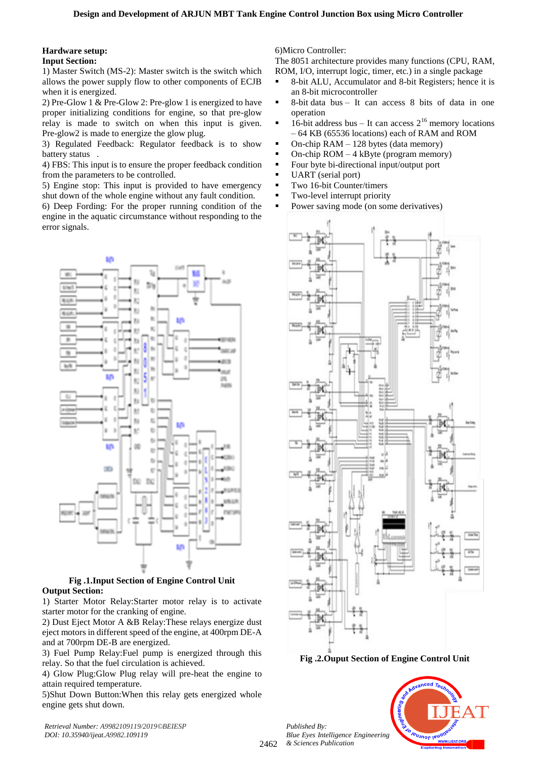**Hardware setup:**

**Input Section:**

1) Master Switch (MS-2): Master switch is the switch which allows the power supply flow to other components of ECJB when it is energized.

2) Pre-Glow 1 & Pre-Glow 2: Pre-glow 1 is energized to have proper initializing conditions for engine, so that pre-glow relay is made to switch on when this input is given. Pre-glow2 is made to energize the glow plug.

3) Regulated Feedback: Regulator feedback is to show battery status .

4) FBS: This input is to ensure the proper feedback condition from the parameters to be controlled.

5) Engine stop: This input is provided to have emergency shut down of the whole engine without any fault condition.

6) Deep Fording: For the proper running condition of the engine in the aquatic circumstance without responding to the error signals.

**Fig .1.Input Section of Engine Control Unit**

**Output Section:**

1) Starter Motor Relay:Starter motor relay is to activate starter motor for the cranking of engine.

2) Dust Eject Motor A &B Relay:These relays energize dust eject motors in different speed of the engine, at 400rpm DE-A and at 700rpm DE-B are energized.

3) Fuel Pump Relay:Fuel pump is energized through this relay. So that the fuel circulation is achieved.

4) Glow Plug:Glow Plug relay will pre-heat the engine to attain required temperature.

5)Shut Down Button:When this relay gets energized whole engine gets shut down.

6)Micro Controller:

The 8051 architecture provides many functions (CPU, RAM, ROM, I/O, interrupt logic, timer, etc.) in a single package

- 8-bit ALU, Accumulator and 8-bit Registers; hence it is an 8-bit microcontroller
- 8-bit data bus – It can access 8 bits of data in one operation
- 16-bit address bus – It can access $2^{16}$ memory locations – 64 KB (65536 locations) each of RAM and ROM
- On-chip RAM – 128 bytes (data memory)
- On-chip ROM – 4 kByte (program memory)
- Four byte bi-directional input/output port
- UART (serial port)
- Two 16-bit Counter/timers
- Two-level interrupt priority
- Power saving mode (on some derivatives)

**Fig .2.Ouput Section of Engine Control Unit**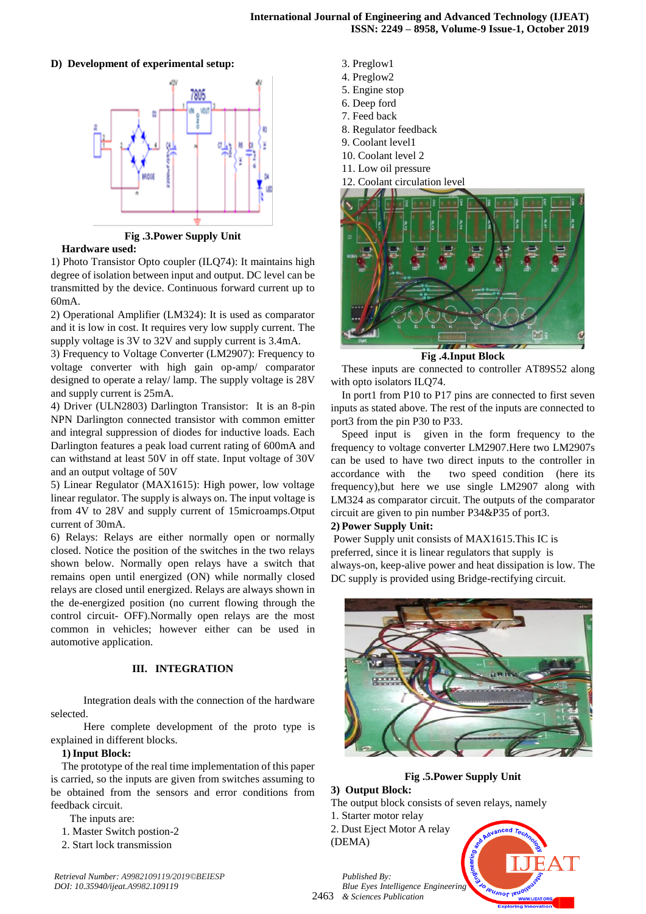### D) Development of experimental setup:

Fig .3.Power Supply Unit

**Hardware used:**

1) Photo Transistor Opto coupler (ILQ74): It maintains high degree of isolation between input and output. DC load can be transmitted by the device. Continuous forward current up to 60mA.

2) Operational Amplifier (LM324): It is used as comparator and it is low in cost. It requires very low supply current. The supply voltage is 3V to 32V and supply current is 3.4mA.

3) Frequency to Voltage Converter (LM2907): Frequency to voltage converter with high gain op-amp/ comparator designed to operate a relay/ lamp. The supply voltage is 28V and supply current is 25mA.

4) Driver (ULN2803) Darlington Transistor: It is an 8-pin NPN Darlington connected transistor with common emitter and integral suppression of diodes for inductive loads. Each Darlington features a peak load current rating of 600mA and can withstand at least 50V in off state. Input voltage of 30V and an output voltage of 50V

5) Linear Regulator (MAX1615): High power, low voltage linear regulator. The supply is always on. The input voltage is from 4V to 28V and supply current of 15microamps.Otput current of 30mA.

6) Relays: Relays are either normally open or normally closed. Notice the position of the switches in the two relays shown below. Normally open relays have a switch that remains open until energized (ON) while normally closed relays are closed until energized. Relays are always shown in the de-energized position (no current flowing through the control circuit- OFF).Normally open relays are the most common in vehicles; however either can be used in automotive application.

## III. INTEGRATION

Integration deals with the connection of the hardware selected.

Here complete development of the proto type is explained in different blocks.

### 1) Input Block:

The prototype of the real time implementation of this paper is carried, so the inputs are given from switches assuming to be obtained from the sensors and error conditions from feedback circuit.

The inputs are:

1. Master Switch position-2
2. Start lock transmission
3. Preglow1
4. Preglow2
5. Engine stop
6. Deep ford
7. Feed back
8. Regulator feedback
9. Coolant level1
10. Coolant level 2
11. Low oil pressure
12. Coolant circulation level

Fig .4.Input Block

These inputs are connected to controller AT89S52 along with opto isolators ILQ74.

In port1 from P10 to P17 pins are connected to first seven inputs as stated above. The rest of the inputs are connected to port3 from the pin P30 to P33.

Speed input is given in the form frequency to the frequency to voltage converter LM2907.Here two LM2907s can be used to have two direct inputs to the controller in accordance with the two speed condition (here its frequency),but here we use single LM2907 along with LM324 as comparator circuit. The outputs of the comparator circuit are given to pin number P34&P35 of port3.

### 2) Power Supply Unit:

Power Supply unit consists of MAX1615.This IC is preferred, since it is linear regulators that supply is always-on, keep-alive power and heat dissipation is low. The DC supply is provided using Bridge-rectifying circuit.

Fig .5.Power Supply Unit

### 3) Output Block:

The output block consists of seven relays, namely

1. Starter motor relay
2. Dust Eject Motor A relay (DEMA)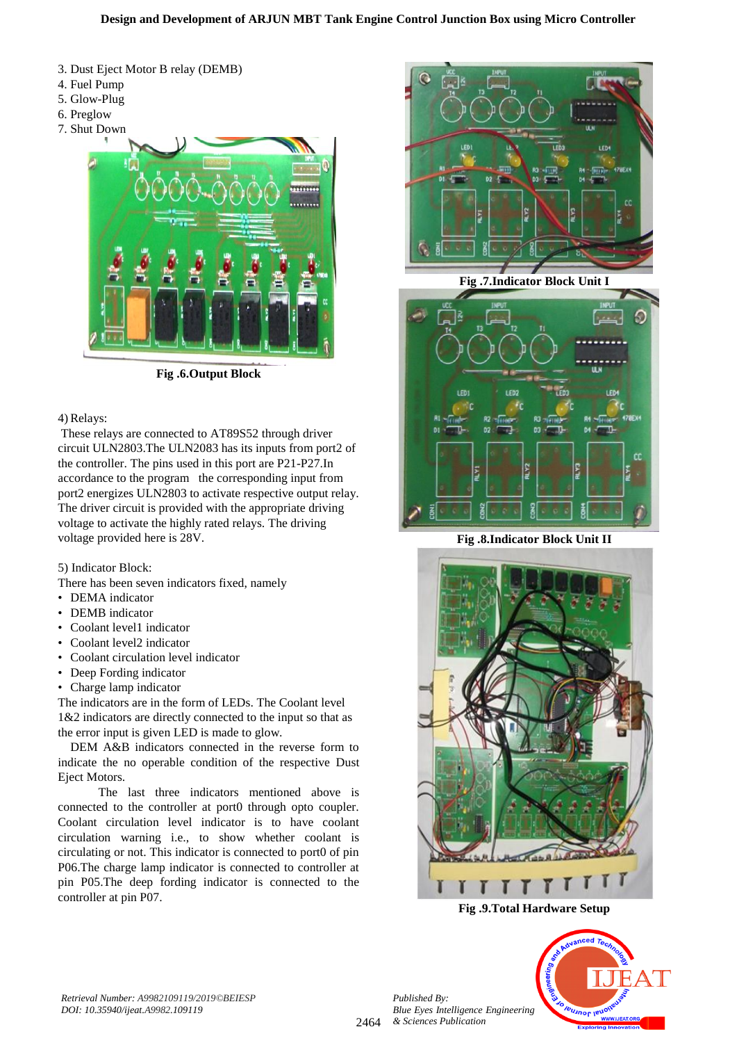3. Dust Eject Motor B relay (DEMB)
4. Fuel Pump
5. Glow-Plug
6. Preglow
7. Shut Down

Fig .6.Output Block

4) Relays:

These relays are connected to AT89S52 through driver circuit ULN2803.The ULN2083 has its inputs from port2 of the controller. The pins used in this port are P21-P27.In accordance to the program the corresponding input from port2 energizes ULN2803 to activate respective output relay. The driver circuit is provided with the appropriate driving voltage to activate the highly rated relays. The driving voltage provided here is 28V.

5) Indicator Block:

There has been seven indicators fixed, namely

- DEMA indicator
- DEMB indicator
- Coolant level1 indicator
- Coolant level2 indicator
- Coolant circulation level indicator
- Deep Fording indicator
- Charge lamp indicator

The indicators are in the form of LEDs. The Coolant level 1&2 indicators are directly connected to the input so that as the error input is given LED is made to glow.

DEM A&B indicators connected in the reverse form to indicate the no operable condition of the respective Dust Eject Motors.

The last three indicators mentioned above is connected to the controller at port0 through opto coupler. Coolant circulation level indicator is to have coolant circulation warning i.e., to show whether coolant is circulating or not. This indicator is connected to port0 of pin P06.The charge lamp indicator is connected to controller at pin P05.The deep fording indicator is connected to the controller at pin P07.

Fig .7.Indicator Block Unit I

Fig .8.Indicator Block Unit II

Fig .9.Total Hardware Setup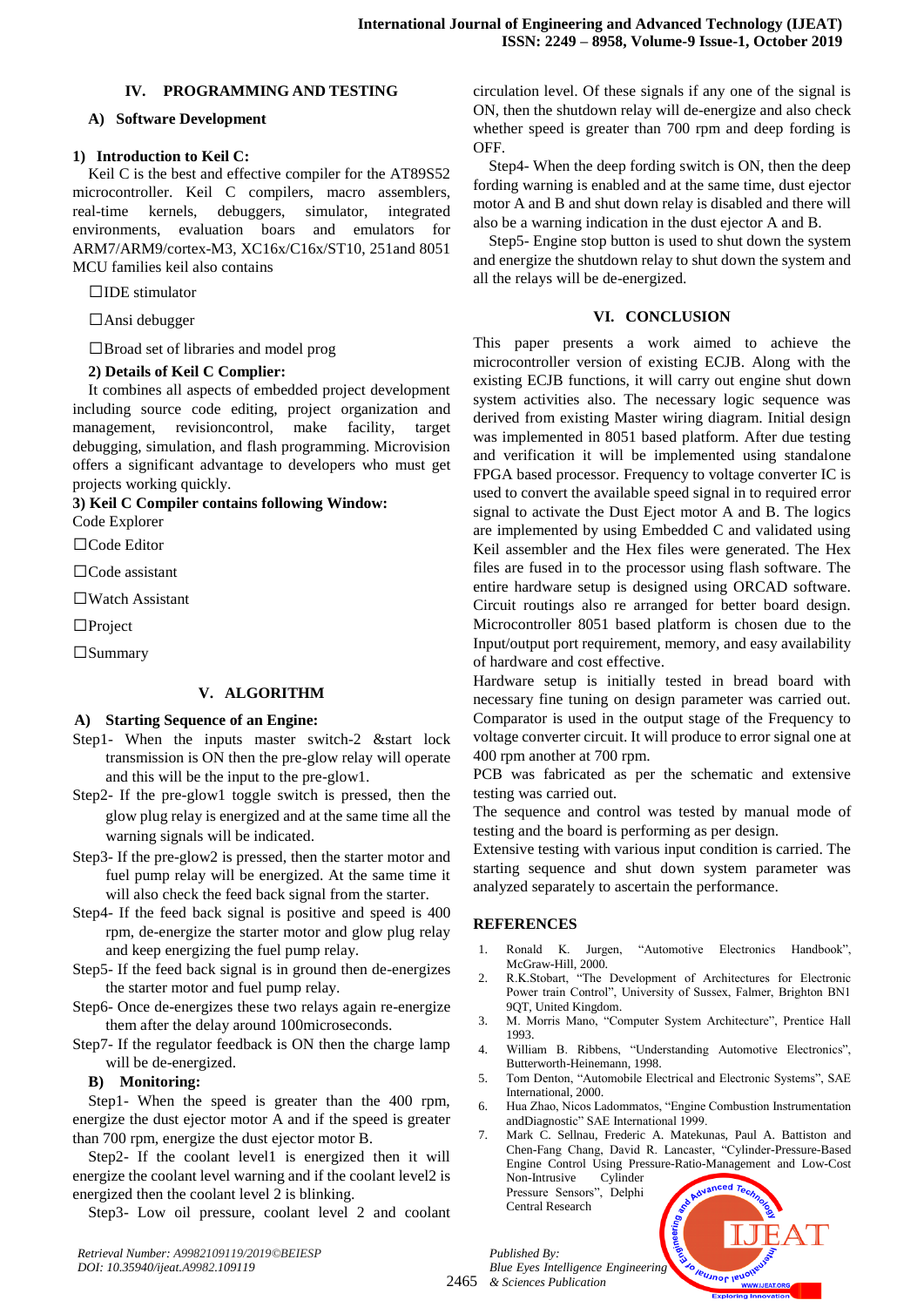## IV. PROGRAMMING AND TESTING

### A) Software Development

#### 1) Introduction to Keil C:

Keil C is the best and effective compiler for the AT89S52 microcontroller. Keil C compilers, macro assemblers, real-time kernels, debuggers, simulator, integrated environments, evaluation boars and emulators for ARM7/ARM9/cortex-M3, XC16x/C16x/ST10, 251and 8051 MCU families keil also contains

- ☐IDE stimulator
- ☐Ansi debugger
- ☐Broad set of libraries and model prog

#### 2) Details of Keil C Complier:

It combines all aspects of embedded project development including source code editing, project organization and management, revisioncontrol, make facility, target debugging, simulation, and flash programming. Microvision offers a significant advantage to developers who must get projects working quickly.

#### 3) Keil C Compiler contains following Window:

Code Explorer

- ☐Code Editor
- ☐Code assistant
- ☐Watch Assistant
- ☐Project
- ☐Summary

## V. ALGORITHM

### A) Starting Sequence of an Engine:

Step1- When the inputs master switch-2 &start lock transmission is ON then the pre-glow relay will operate and this will be the input to the pre-glow1.

Step2- If the pre-glow1 toggle switch is pressed, then the glow plug relay is energized and at the same time all the warning signals will be indicated.

Step3- If the pre-glow2 is pressed, then the starter motor and fuel pump relay will be energized. At the same time it will also check the feed back signal from the starter.

Step4- If the feed back signal is positive and speed is 400 rpm, de-energize the starter motor and glow plug relay and keep energizing the fuel pump relay.

Step5- If the feed back signal is in ground then de-energizes the starter motor and fuel pump relay.

Step6- Once de-energizes these two relays again re-energize them after the delay around 100microseconds.

Step7- If the regulator feedback is ON then the charge lamp will be de-energized.

### B) Monitoring:

Step1- When the speed is greater than the 400 rpm, energize the dust ejector motor A and if the speed is greater than 700 rpm, energize the dust ejector motor B.

Step2- If the coolant level1 is energized then it will energize the coolant level warning and if the coolant level2 is energized then the coolant level 2 is blinking.

Step3- Low oil pressure, coolant level 2 and coolant circulation level. Of these signals if any one of the signal is ON, then the shutdown relay will de-energize and also check whether speed is greater than 700 rpm and deep fording is OFF.

Step4- When the deep fording switch is ON, then the deep fording warning is enabled and at the same time, dust ejector motor A and B and shut down relay is disabled and there will also be a warning indication in the dust ejector A and B.

Step5- Engine stop button is used to shut down the system and energize the shutdown relay to shut down the system and all the relays will be de-energized.

## VI. CONCLUSION

This paper presents a work aimed to achieve the microcontroller version of existing ECJB. Along with the existing ECJB functions, it will carry out engine shut down system activities also. The necessary logic sequence was derived from existing Master wiring diagram. Initial design was implemented in 8051 based platform. After due testing and verification it will be implemented using standalone FPGA based processor. Frequency to voltage converter IC is used to convert the available speed signal in to required error signal to activate the Dust Eject motor A and B. The logics are implemented by using Embedded C and validated using Keil assembler and the Hex files were generated. The Hex files are fused in to the processor using flash software. The entire hardware setup is designed using ORCAD software. Circuit routings also re arranged for better board design. Microcontroller 8051 based platform is chosen due to the Input/output port requirement, memory, and easy availability of hardware and cost effective.

Hardware setup is initially tested in bread board with necessary fine tuning on design parameter was carried out. Comparator is used in the output stage of the Frequency to voltage converter circuit. It will produce to error signal one at 400 rpm another at 700 rpm.

PCB was fabricated as per the schematic and extensive testing was carried out.

The sequence and control was tested by manual mode of testing and the board is performing as per design.

Extensive testing with various input condition is carried. The starting sequence and shut down system parameter was analyzed separately to ascertain the performance.

## REFERENCES

1. Ronald K. Jurgen, "Automotive Electronics Handbook", McGraw-Hill, 2000.
2. R.K.Stobart, "The Development of Architectures for Electronic Power train Control", University of Sussex, Falmer, Brighton BN1 9QT, United Kingdom.
3. M. Morris Mano, "Computer System Architecture", Prentice Hall 1993.
4. William B. Ribbens, "Understanding Automotive Electronics", Butterworth-Heinemann, 1998.
5. Tom Denton, "Automobile Electrical and Electronic Systems", SAE International, 2000.
6. Hua Zhao, Nicos Ladommatos, "Engine Combustion Instrumentation andDiagnostic" SAE International 1999.
7. Mark C. Sellnau, Frederic A. Matekunas, Paul A. Battiston and Chen-Fang Chang, David R. Lancaster, "Cylinder-Pressure-Based Engine Control Using Pressure-Ratio-Management and Low-Cost Non-Intrusive Cylinder Pressure Sensors", Delphi Central Research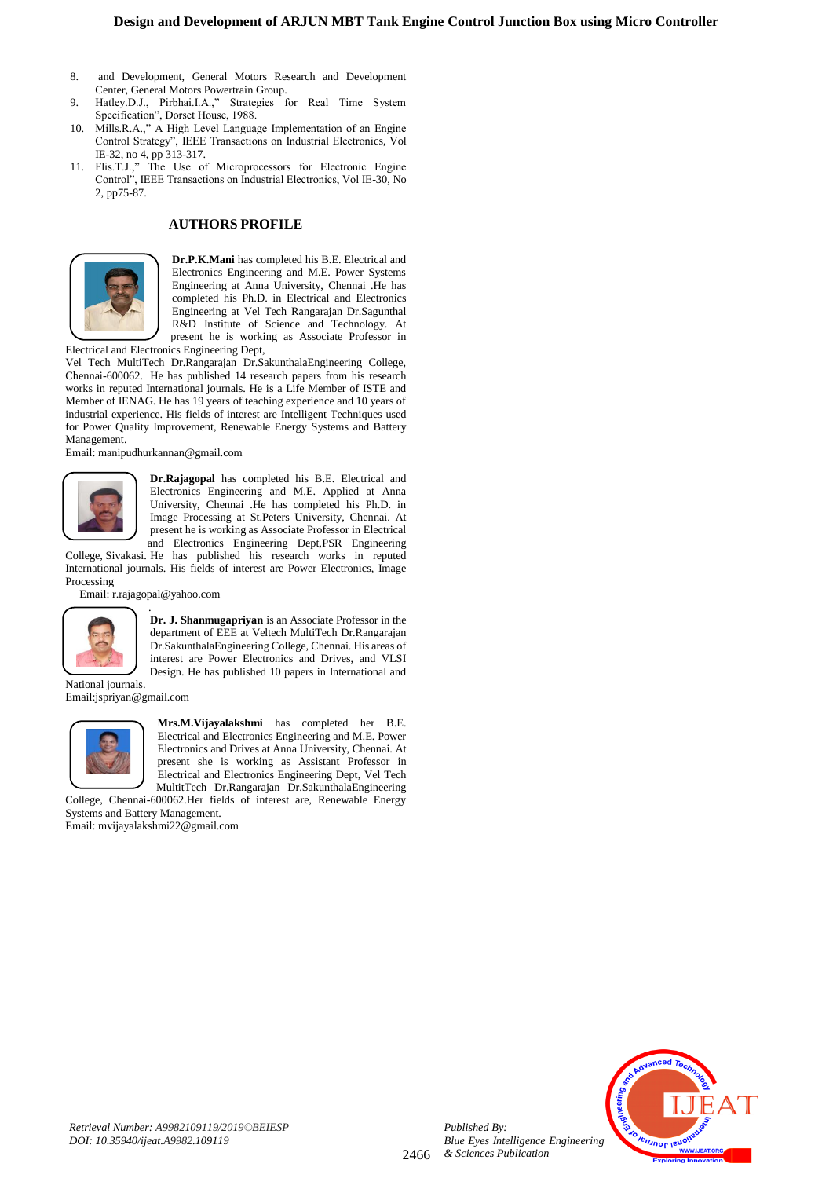8. and Development, General Motors Research and Development Center, General Motors Powertrain Group.
9. Hatley.D.J., Pirbhai.I.A.," Strategies for Real Time System Specification", Dorset House, 1988.
10. Mills.R.A.," A High Level Language Implementation of an Engine Control Strategy", IEEE Transactions on Industrial Electronics, Vol IE-32, no 4, pp 313-317.
11. Flis.T.J.," The Use of Microprocessors for Electronic Engine Control", IEEE Transactions on Industrial Electronics, Vol IE-30, No 2, pp75-87.

## AUTHORS PROFILE

**Dr.P.K.Mani** has completed his B.E. Electrical and Electronics Engineering and M.E. Power Systems Engineering at Anna University, Chennai .He has completed his Ph.D. in Electrical and Electronics Engineering at Vel Tech Rangarajan Dr.Saguntha1 R&D Institute of Science and Technology. At present he is working as Associate Professor in Electrical and Electronics Engineering Dept, Vel Tech MultiTech Dr.Rangarajan Dr.SakunthalaEngineering College, Chennai-600062. He has published 14 research papers from his research works in reputed International journals. He is a Life Member of ISTE and Member of IENAG. He has 19 years of teaching experience and 10 years of industrial experience. His fields of interest are Intelligent Techniques used for Power Quality Improvement, Renewable Energy Systems and Battery Management.
Email: manipudhurkannan@gmail.com

**Dr.Rajagopal** has completed his B.E. Electrical and Electronics Engineering and M.E. Applied at Anna University, Chennai .He has completed his Ph.D. in Image Processing at St.Peters University, Chennai. At present he is working as Associate Professor in Electrical and Electronics Engineering Dept,PSR Engineering College, Sivakasi. He has published his research works in reputed International journals. His fields of interest are Power Electronics, Image Processing
Email: r.rajagopal@yahoo.com

**Dr. J. Shanmugapriyan** is an Associate Professor in the department of EEE at Veltech MultiTech Dr.Rangarajan Dr.SakunthalaEngineering College, Chennai. His areas of interest are Power Electronics and Drives, and VLSI Design. He has published 10 papers in International and National journals.
Email:jspriyan@gmail.com

**Mrs.M.Vijayalakshmi** has completed her B.E. Electrical and Electronics Engineering and M.E. Power Electronics and Drives at Anna University, Chennai. At present she is working as Assistant Professor in Electrical and Electronics Engineering Dept, Vel Tech MultiTech Dr.Rangarajan Dr.SakunthalaEngineering College, Chennai-600062.Her fields of interest are, Renewable Energy Systems and Battery Management.
Email: mvijayalakshmi22@gmail.com